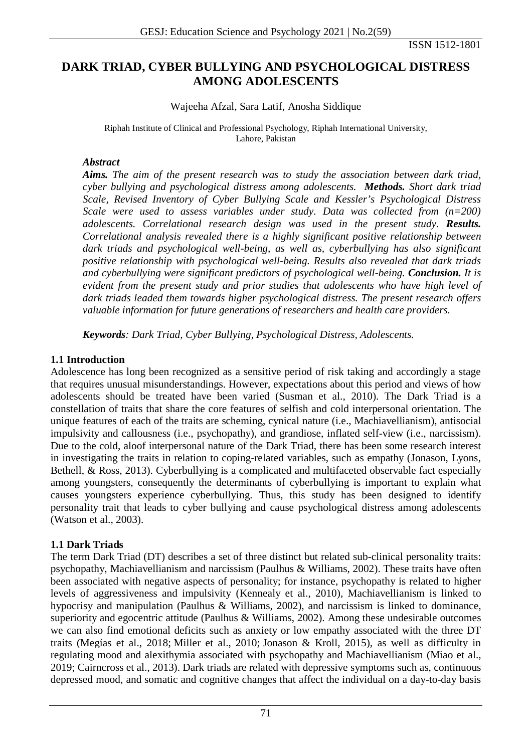# DARK TRIAD, CYBER BULLYING AND PSYCHOLOGICAL DISTRESS AMONG ADOLESCENTS

Wajeeha Afzal, Sara Latif, Anosha Siddique

Riphah Institute of Clinical and Professional Psychology, Riphah International University, Lahore, Pakistan

### *Abstract*

***Aims.*** *The aim of the present research was to study the association between dark triad, cyber bullying and psychological distress among adolescents.* ***Methods.*** *Short dark triad Scale, Revised Inventory of Cyber Bullying Scale and Kessler's Psychological Distress Scale were used to assess variables under study. Data was collected from (n=200) adolescents. Correlational research design was used in the present study.* ***Results.*** *Correlational analysis revealed there is a highly significant positive relationship between dark triads and psychological well-being, as well as, cyberbullying has also significant positive relationship with psychological well-being. Results also revealed that dark triads and cyberbullying were significant predictors of psychological well-being.* ***Conclusion.*** *It is evident from the present study and prior studies that adolescents who have high level of dark triads leaded them towards higher psychological distress. The present research offers valuable information for future generations of researchers and health care providers.*

***Keywords****: Dark Triad, Cyber Bullying, Psychological Distress, Adolescents.*

## 1.1 Introduction

Adolescence has long been recognized as a sensitive period of risk taking and accordingly a stage that requires unusual misunderstandings. However, expectations about this period and views of how adolescents should be treated have been varied (Susman et al., 2010). The Dark Triad is a constellation of traits that share the core features of selfish and cold interpersonal orientation. The unique features of each of the traits are scheming, cynical nature (i.e., Machiavellianism), antisocial impulsivity and callousness (i.e., psychopathy), and grandiose, inflated self-view (i.e., narcissism). Due to the cold, aloof interpersonal nature of the Dark Triad, there has been some research interest in investigating the traits in relation to coping-related variables, such as empathy (Jonason, Lyons, Bethell, & Ross, 2013). Cyberbullying is a complicated and multifaceted observable fact especially among youngsters, consequently the determinants of cyberbullying is important to explain what causes youngsters experience cyberbullying. Thus, this study has been designed to identify personality trait that leads to cyber bullying and cause psychological distress among adolescents (Watson et al., 2003).

## 1.1 Dark Triads

The term Dark Triad (DT) describes a set of three distinct but related sub-clinical personality traits: psychopathy, Machiavellianism and narcissism (Paulhus & Williams, 2002). These traits have often been associated with negative aspects of personality; for instance, psychopathy is related to higher levels of aggressiveness and impulsivity (Kennealy et al., 2010), Machiavellianism is linked to hypocrisy and manipulation (Paulhus & Williams, 2002), and narcissism is linked to dominance, superiority and egocentric attitude (Paulhus & Williams, 2002). Among these undesirable outcomes we can also find emotional deficits such as anxiety or low empathy associated with the three DT traits (Megías et al., 2018; Miller et al., 2010; Jonason & Kroll, 2015), as well as difficulty in regulating mood and alexithymia associated with psychopathy and Machiavellianism (Miao et al., 2019; Cairncross et al., 2013). Dark triads are related with depressive symptoms such as, continuous depressed mood, and somatic and cognitive changes that affect the individual on a day-to-day basis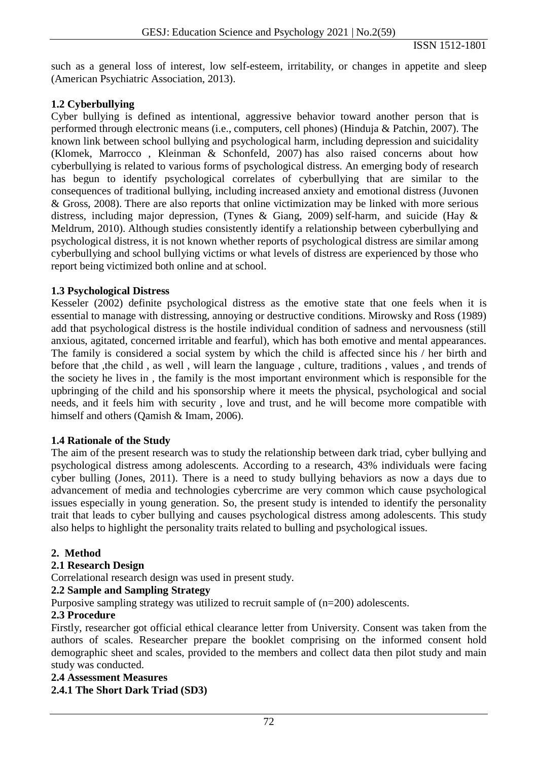such as a general loss of interest, low self-esteem, irritability, or changes in appetite and sleep (American Psychiatric Association, 2013).

### 1.2 Cyberbullying

Cyber bullying is defined as intentional, aggressive behavior toward another person that is performed through electronic means (i.e., computers, cell phones) (Hinduja & Patchin, 2007). The known link between school bullying and psychological harm, including depression and suicidality (Klomek, Marrocco , Kleinman & Schonfeld, 2007) has also raised concerns about how cyberbullying is related to various forms of psychological distress. An emerging body of research has begun to identify psychological correlates of cyberbullying that are similar to the consequences of traditional bullying, including increased anxiety and emotional distress (Juvonen & Gross, 2008). There are also reports that online victimization may be linked with more serious distress, including major depression, (Tynes & Giang, 2009) self-harm, and suicide (Hay & Meldrum, 2010). Although studies consistently identify a relationship between cyberbullying and psychological distress, it is not known whether reports of psychological distress are similar among cyberbullying and school bullying victims or what levels of distress are experienced by those who report being victimized both online and at school.

### 1.3 Psychological Distress

Kesseler (2002) definite psychological distress as the emotive state that one feels when it is essential to manage with distressing, annoying or destructive conditions. Mirowsky and Ross (1989) add that psychological distress is the hostile individual condition of sadness and nervousness (still anxious, agitated, concerned irritable and fearful), which has both emotive and mental appearances. The family is considered a social system by which the child is affected since his / her birth and before that ,the child , as well , will learn the language , culture, traditions , values , and trends of the society he lives in , the family is the most important environment which is responsible for the upbringing of the child and his sponsorship where it meets the physical, psychological and social needs, and it feels him with security , love and trust, and he will become more compatible with himself and others (Qamish & Imam, 2006).

### 1.4 Rationale of the Study

The aim of the present research was to study the relationship between dark triad, cyber bullying and psychological distress among adolescents. According to a research, 43% individuals were facing cyber bulling (Jones, 2011). There is a need to study bullying behaviors as now a days due to advancement of media and technologies cybercrime are very common which cause psychological issues especially in young generation. So, the present study is intended to identify the personality trait that leads to cyber bullying and causes psychological distress among adolescents. This study also helps to highlight the personality traits related to bulling and psychological issues.

## 2. Method

### 2.1 Research Design

Correlational research design was used in present study.

### 2.2 Sample and Sampling Strategy

Purposive sampling strategy was utilized to recruit sample of (n=200) adolescents.

### 2.3 Procedure

Firstly, researcher got official ethical clearance letter from University. Consent was taken from the authors of scales. Researcher prepare the booklet comprising on the informed consent hold demographic sheet and scales, provided to the members and collect data then pilot study and main study was conducted.

### 2.4 Assessment Measures

#### 2.4.1 The Short Dark Triad (SD3)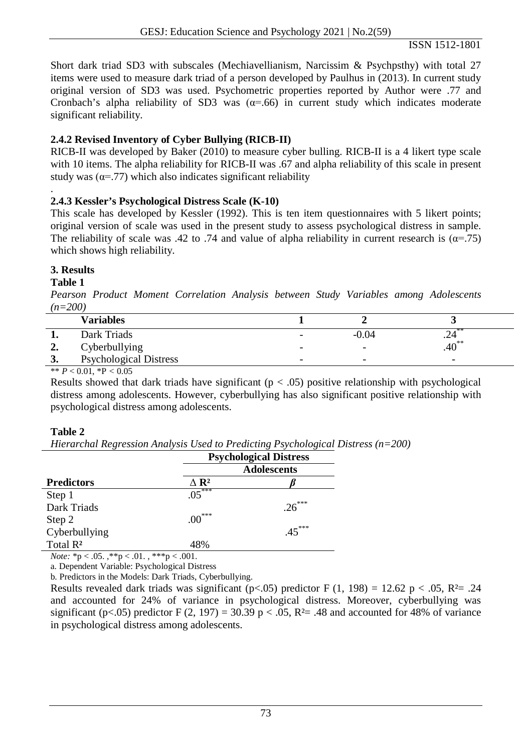Short dark triad SD3 with subscales (Mechiavellianism, Narcissim & Psychpsthy) with total 27 items were used to measure dark triad of a person developed by Paulhus in (2013). In current study original version of SD3 was used. Psychometric properties reported by Author were .77 and Cronbach's alpha reliability of SD3 was (α=.66) in current study which indicates moderate significant reliability.

### 2.4.2 Revised Inventory of Cyber Bullying (RICB-II)

RICB-II was developed by Baker (2010) to measure cyber bulling. RICB-II is a 4 likert type scale with 10 items. The alpha reliability for RICB-II was .67 and alpha reliability of this scale in present study was (α=.77) which also indicates significant reliability

.

### 2.4.3 Kessler's Psychological Distress Scale (K-10)

This scale has developed by Kessler (1992). This is ten item questionnaires with 5 likert points; original version of scale was used in the present study to assess psychological distress in sample. The reliability of scale was .42 to .74 and value of alpha reliability in current research is (α=.75) which shows high reliability.

## 3. Results

**Table 1**

*Pearson Product Moment Correlation Analysis between Study Variables among Adolescents (n=200)*

| | Variables | 1 | 2 | 3 |
|---|---|---|---|---|
| 1. | Dark Triads | - | -0.04 | $.24^{**}$ |
| 2. | Cyberbullying | - | - | $.40^{**}$ |
| 3. | Psychological Distress | - | - | - |

** $P < 0.01$, * $P < 0.05$

Results showed that dark triads have significant ($p < .05$) positive relationship with psychological distress among adolescents. However, cyberbullying has also significant positive relationship with psychological distress among adolescents.

**Table 2**

*Hierarchal Regression Analysis Used to Predicting Psychological Distress (n=200)*

| | Psychological Distress | |
|---|---|---|
| | Adolescents | |
| **Predictors** | $\Delta R^2$ | $\beta$ |
| Step 1 | $.05^{***}$ | |
| Dark Triads | | $.26^{***}$ |
| Step 2 | $.00^{***}$ | |
| Cyberbullying | | $.45^{***}$ |
| Total $R^2$ | 48% | |

*Note:* $*p < .05$. , $**p < .01$. , $***p < .001$.

a. Dependent Variable: Psychological Distress

b. Predictors in the Models: Dark Triads, Cyberbullying.

Results revealed dark triads was significant ($p<.05$) predictor $F(1, 198) = 12.62$ $p < .05$, $R^2 = .24$ and accounted for 24% of variance in psychological distress. Moreover, cyberbullying was significant ($p<.05$) predictor $F(2, 197) = 30.39$ $p < .05$, $R^2 = .48$ and accounted for 48% of variance in psychological distress among adolescents.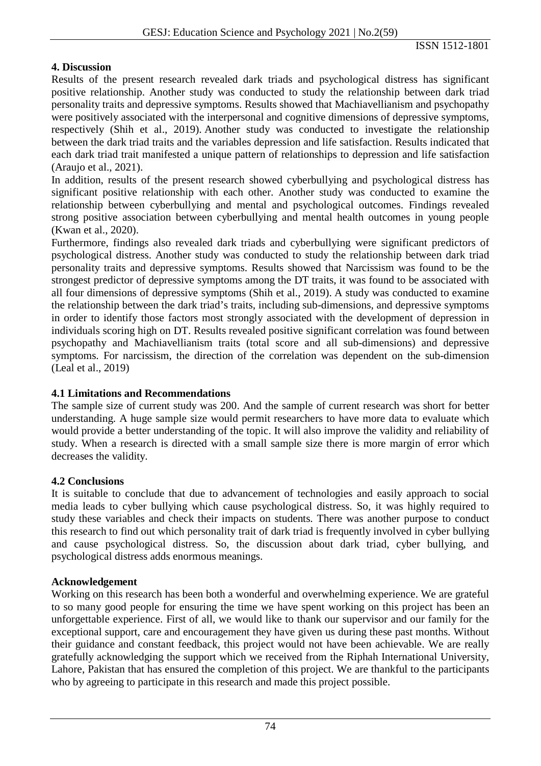## 4. Discussion

Results of the present research revealed dark triads and psychological distress has significant positive relationship. Another study was conducted to study the relationship between dark triad personality traits and depressive symptoms. Results showed that Machiavellianism and psychopathy were positively associated with the interpersonal and cognitive dimensions of depressive symptoms, respectively (Shih et al., 2019). Another study was conducted to investigate the relationship between the dark triad traits and the variables depression and life satisfaction. Results indicated that each dark triad trait manifested a unique pattern of relationships to depression and life satisfaction (Araujo et al., 2021).

In addition, results of the present research showed cyberbullying and psychological distress has significant positive relationship with each other. Another study was conducted to examine the relationship between cyberbullying and mental and psychological outcomes. Findings revealed strong positive association between cyberbullying and mental health outcomes in young people (Kwan et al., 2020).

Furthermore, findings also revealed dark triads and cyberbullying were significant predictors of psychological distress. Another study was conducted to study the relationship between dark triad personality traits and depressive symptoms. Results showed that Narcissism was found to be the strongest predictor of depressive symptoms among the DT traits, it was found to be associated with all four dimensions of depressive symptoms (Shih et al., 2019). A study was conducted to examine the relationship between the dark triad's traits, including sub-dimensions, and depressive symptoms in order to identify those factors most strongly associated with the development of depression in individuals scoring high on DT. Results revealed positive significant correlation was found between psychopathy and Machiavellianism traits (total score and all sub-dimensions) and depressive symptoms. For narcissism, the direction of the correlation was dependent on the sub-dimension (Leal et al., 2019)

### 4.1 Limitations and Recommendations

The sample size of current study was 200. And the sample of current research was short for better understanding. A huge sample size would permit researchers to have more data to evaluate which would provide a better understanding of the topic. It will also improve the validity and reliability of study. When a research is directed with a small sample size there is more margin of error which decreases the validity.

### 4.2 Conclusions

It is suitable to conclude that due to advancement of technologies and easily approach to social media leads to cyber bullying which cause psychological distress. So, it was highly required to study these variables and check their impacts on students. There was another purpose to conduct this research to find out which personality trait of dark triad is frequently involved in cyber bullying and cause psychological distress. So, the discussion about dark triad, cyber bullying, and psychological distress adds enormous meanings.

## Acknowledgement

Working on this research has been both a wonderful and overwhelming experience. We are grateful to so many good people for ensuring the time we have spent working on this project has been an unforgettable experience. First of all, we would like to thank our supervisor and our family for the exceptional support, care and encouragement they have given us during these past months. Without their guidance and constant feedback, this project would not have been achievable. We are really gratefully acknowledging the support which we received from the Riphah International University, Lahore, Pakistan that has ensured the completion of this project. We are thankful to the participants who by agreeing to participate in this research and made this project possible.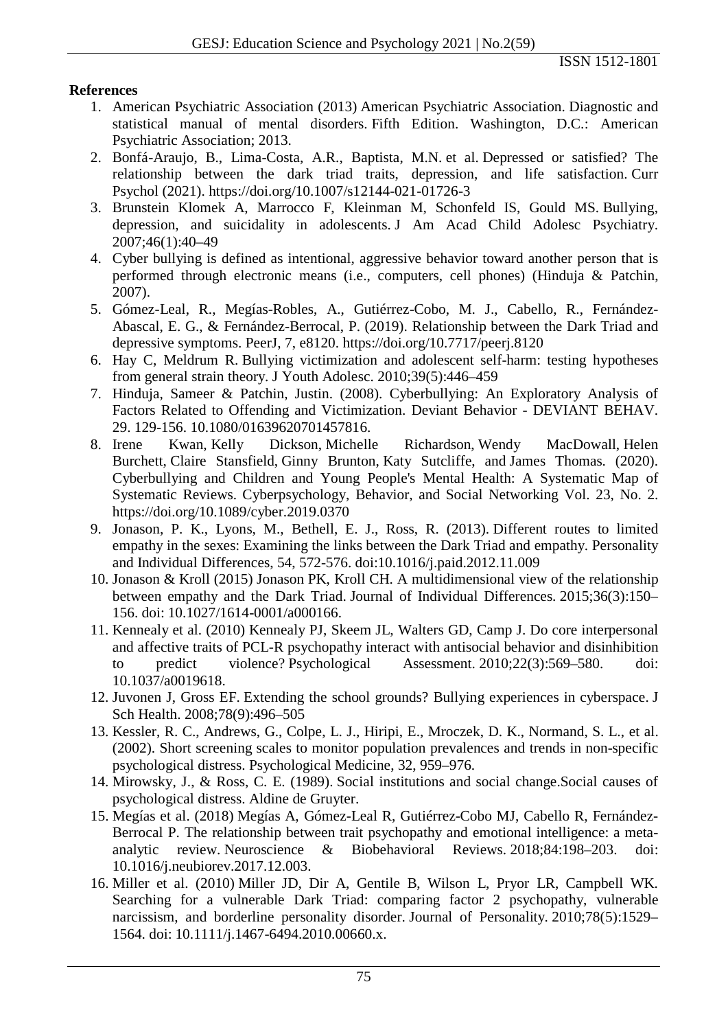**References**

1. American Psychiatric Association (2013) American Psychiatric Association. Diagnostic and statistical manual of mental disorders. Fifth Edition. Washington, D.C.: American Psychiatric Association; 2013.
2. Bonfá-Araujo, B., Lima-Costa, A.R., Baptista, M.N. et al. Depressed or satisfied? The relationship between the dark triad traits, depression, and life satisfaction. Curr Psychol (2021). https://doi.org/10.1007/s12144-021-01726-3
3. Brunstein Klomek A, Marrocco F, Kleinman M, Schonfeld IS, Gould MS. Bullying, depression, and suicidality in adolescents. J Am Acad Child Adolesc Psychiatry. 2007;46(1):40–49
4. Cyber bullying is defined as intentional, aggressive behavior toward another person that is performed through electronic means (i.e., computers, cell phones) (Hinduja & Patchin, 2007).
5. Gómez-Leal, R., Megías-Robles, A., Gutiérrez-Cobo, M. J., Cabello, R., Fernández-Abascal, E. G., & Fernández-Berrocal, P. (2019). Relationship between the Dark Triad and depressive symptoms. PeerJ, 7, e8120. https://doi.org/10.7717/peerj.8120
6. Hay C, Meldrum R. Bullying victimization and adolescent self-harm: testing hypotheses from general strain theory. J Youth Adolesc. 2010;39(5):446–459
7. Hinduja, Sameer & Patchin, Justin. (2008). Cyberbullying: An Exploratory Analysis of Factors Related to Offending and Victimization. Deviant Behavior - DEVIANT BEHAV. 29. 129-156. 10.1080/01639620701457816.
8. Irene Kwan, Kelly Dickson, Michelle Richardson, Wendy MacDowall, Helen Burchett, Claire Stansfield, Ginny Brunton, Katy Sutcliffe, and James Thomas. (2020). Cyberbullying and Children and Young People's Mental Health: A Systematic Map of Systematic Reviews. Cyberpsychology, Behavior, and Social Networking Vol. 23, No. 2. https://doi.org/10.1089/cyber.2019.0370
9. Jonason, P. K., Lyons, M., Bethell, E. J., Ross, R. (2013). Different routes to limited empathy in the sexes: Examining the links between the Dark Triad and empathy. Personality and Individual Differences, 54, 572-576. doi:10.1016/j.paid.2012.11.009
10. Jonason & Kroll (2015) Jonason PK, Kroll CH. A multidimensional view of the relationship between empathy and the Dark Triad. Journal of Individual Differences. 2015;36(3):150–156. doi: 10.1027/1614-0001/a000166.
11. Kennealy et al. (2010) Kennealy PJ, Skeem JL, Walters GD, Camp J. Do core interpersonal and affective traits of PCL-R psychopathy interact with antisocial behavior and disinhibition to predict violence? Psychological Assessment. 2010;22(3):569–580. doi: 10.1037/a0019618.
12. Juvonen J, Gross EF. Extending the school grounds? Bullying experiences in cyberspace. J Sch Health. 2008;78(9):496–505
13. Kessler, R. C., Andrews, G., Colpe, L. J., Hiripi, E., Mroczek, D. K., Normand, S. L., et al. (2002). Short screening scales to monitor population prevalences and trends in non-specific psychological distress. Psychological Medicine, 32, 959–976.
14. Mirowsky, J., & Ross, C. E. (1989). Social institutions and social change.Social causes of psychological distress. Aldine de Gruyter.
15. Megías et al. (2018) Megías A, Gómez-Leal R, Gutiérrez-Cobo MJ, Cabello R, Fernández-Berrocal P. The relationship between trait psychopathy and emotional intelligence: a meta-analytic review. Neuroscience & Biobehavioral Reviews. 2018;84:198–203. doi: 10.1016/j.neubiorev.2017.12.003.
16. Miller et al. (2010) Miller JD, Dir A, Gentile B, Wilson L, Pryor LR, Campbell WK. Searching for a vulnerable Dark Triad: comparing factor 2 psychopathy, vulnerable narcissism, and borderline personality disorder. Journal of Personality. 2010;78(5):1529–1564. doi: 10.1111/j.1467-6494.2010.00660.x.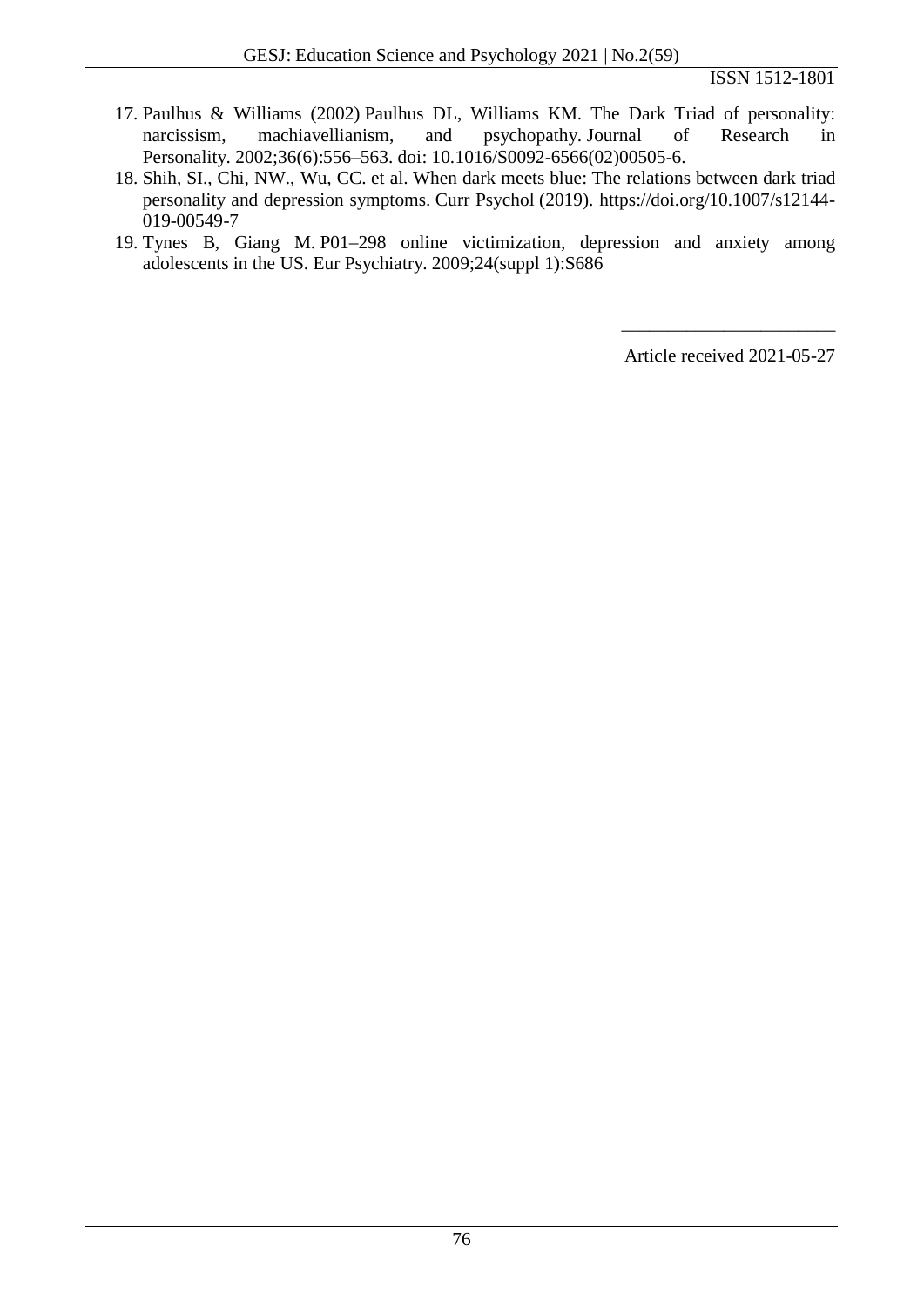17. Paulhus & Williams (2002) Paulhus DL, Williams KM. The Dark Triad of personality: narcissism, machiavellianism, and psychopathy. Journal of Research in Personality. 2002;36(6):556–563. doi: 10.1016/S0092-6566(02)00505-6.
18. Shih, SI., Chi, NW., Wu, CC. et al. When dark meets blue: The relations between dark triad personality and depression symptoms. Curr Psychol (2019). https://doi.org/10.1007/s12144-019-00549-7
19. Tynes B, Giang M. P01–298 online victimization, depression and anxiety among adolescents in the US. Eur Psychiatry. 2009;24(suppl 1):S686

Article received 2021-05-27